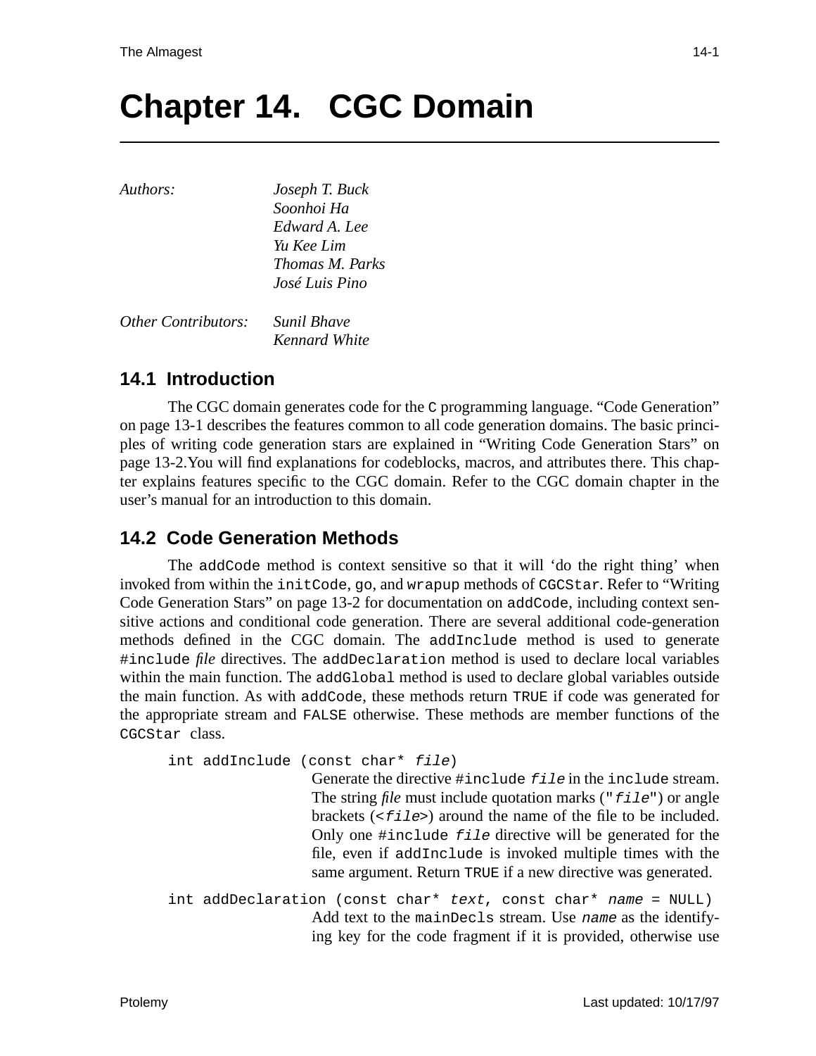# Chapter 14. CGC Domain

*Authors:* *Joseph T. Buck*
*Soonhoi Ha*
*Edward A. Lee*
*Yu Kee Lim*
*Thomas M. Parks*
*José Luis Pino*

*Other Contributors:* *Sunil Bhave*
*Kennard White*

## 14.1 Introduction

The CGC domain generates code for the `C` programming language. "Code Generation" on page 13-1 describes the features common to all code generation domains. The basic principles of writing code generation stars are explained in "Writing Code Generation Stars" on page 13-2.You will find explanations for codeblocks, macros, and attributes there. This chapter explains features specific to the CGC domain. Refer to the CGC domain chapter in the user's manual for an introduction to this domain.

## 14.2 Code Generation Methods

The `addCode` method is context sensitive so that it will 'do the right thing' when invoked from within the `initCode`, `go`, and `wrapup` methods of `CGCStar`. Refer to "Writing Code Generation Stars" on page 13-2 for documentation on `addCode`, including context sensitive actions and conditional code generation. There are several additional code-generation methods defined in the CGC domain. The `addInclude` method is used to generate `#include` *file* directives. The `addDeclaration` method is used to declare local variables within the main function. The `addGlobal` method is used to declare global variables outside the main function. As with `addCode`, these methods return `TRUE` if code was generated for the appropriate stream and `FALSE` otherwise. These methods are member functions of the `CGCStar` class.

`int addInclude (const char* file)`
: Generate the directive `#include file` in the `include` stream. The string *file* must include quotation marks (`"file"`) or angle brackets (`<file>`) around the name of the file to be included. Only one `#include file` directive will be generated for the file, even if `addInclude` is invoked multiple times with the same argument. Return `TRUE` if a new directive was generated.

`int addDeclaration (const char* text, const char* name = NULL)`
: Add text to the `mainDecls` stream. Use `name` as the identifying key for the code fragment if it is provided, otherwise use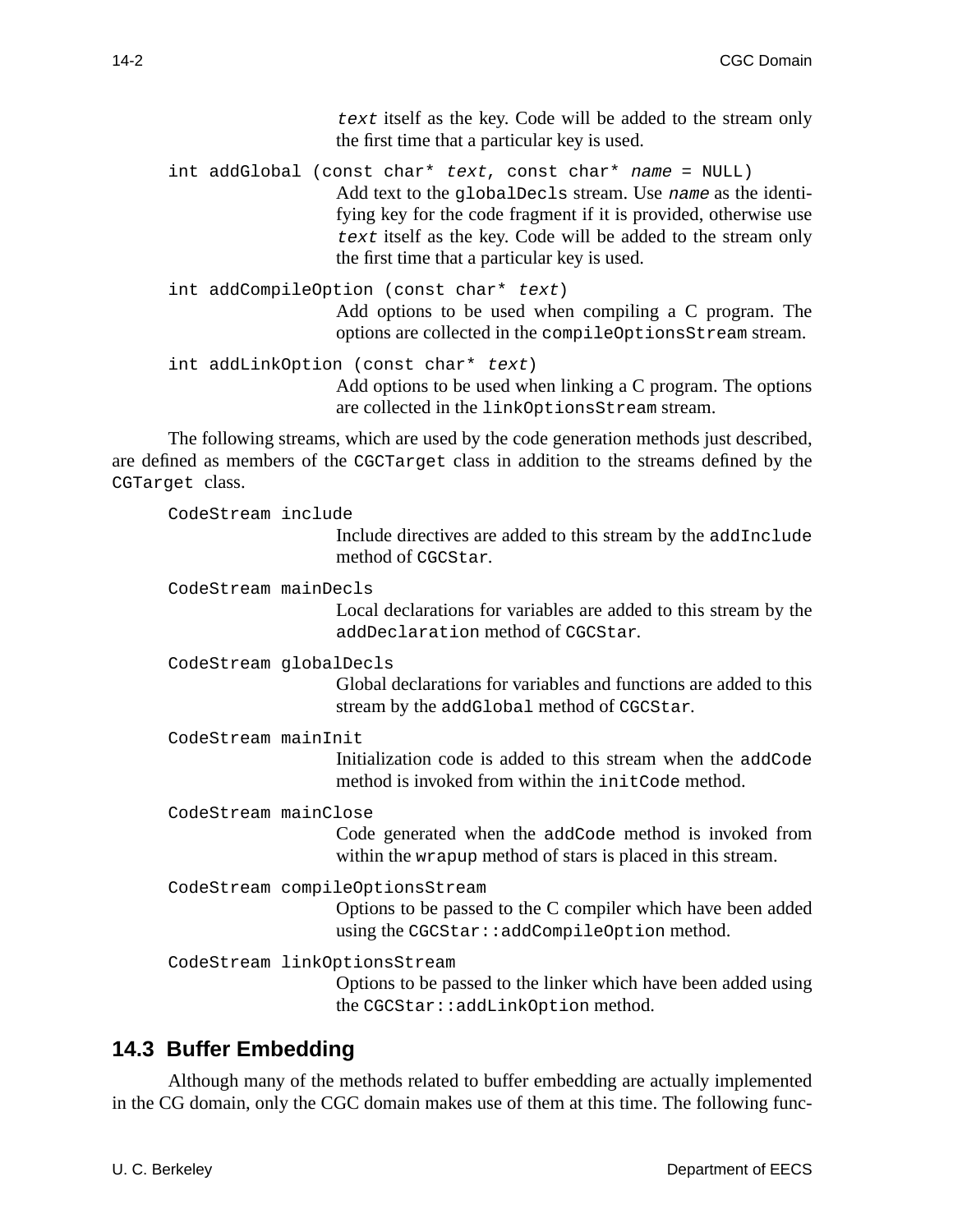*text* itself as the key. Code will be added to the stream only the first time that a particular key is used.

`int addGlobal (const char* text, const char* name = NULL)`
: Add text to the `globalDecls` stream. Use *name* as the identifying key for the code fragment if it is provided, otherwise use *text* itself as the key. Code will be added to the stream only the first time that a particular key is used.

`int addCompileOption (const char* text)`
: Add options to be used when compiling a C program. The options are collected in the `compileOptionsStream` stream.

`int addLinkOption (const char* text)`
: Add options to be used when linking a C program. The options are collected in the `linkOptionsStream` stream.

The following streams, which are used by the code generation methods just described, are defined as members of the `CGCTarget` class in addition to the streams defined by the `CGTarget` class.

`CodeStream include`
: Include directives are added to this stream by the `addInclude` method of `CGCStar`.

`CodeStream mainDecls`
: Local declarations for variables are added to this stream by the `addDeclaration` method of `CGCStar`.

`CodeStream globalDecls`
: Global declarations for variables and functions are added to this stream by the `addGlobal` method of `CGCStar`.

`CodeStream mainInit`
: Initialization code is added to this stream when the `addCode` method is invoked from within the `initCode` method.

`CodeStream mainClose`
: Code generated when the `addCode` method is invoked from within the `wrapup` method of stars is placed in this stream.

`CodeStream compileOptionsStream`
: Options to be passed to the C compiler which have been added using the `CGCStar::addCompileOption` method.

`CodeStream linkOptionsStream`
: Options to be passed to the linker which have been added using the `CGCStar::addLinkOption` method.

## 14.3 Buffer Embedding

Although many of the methods related to buffer embedding are actually implemented in the CG domain, only the CGC domain makes use of them at this time. The following func-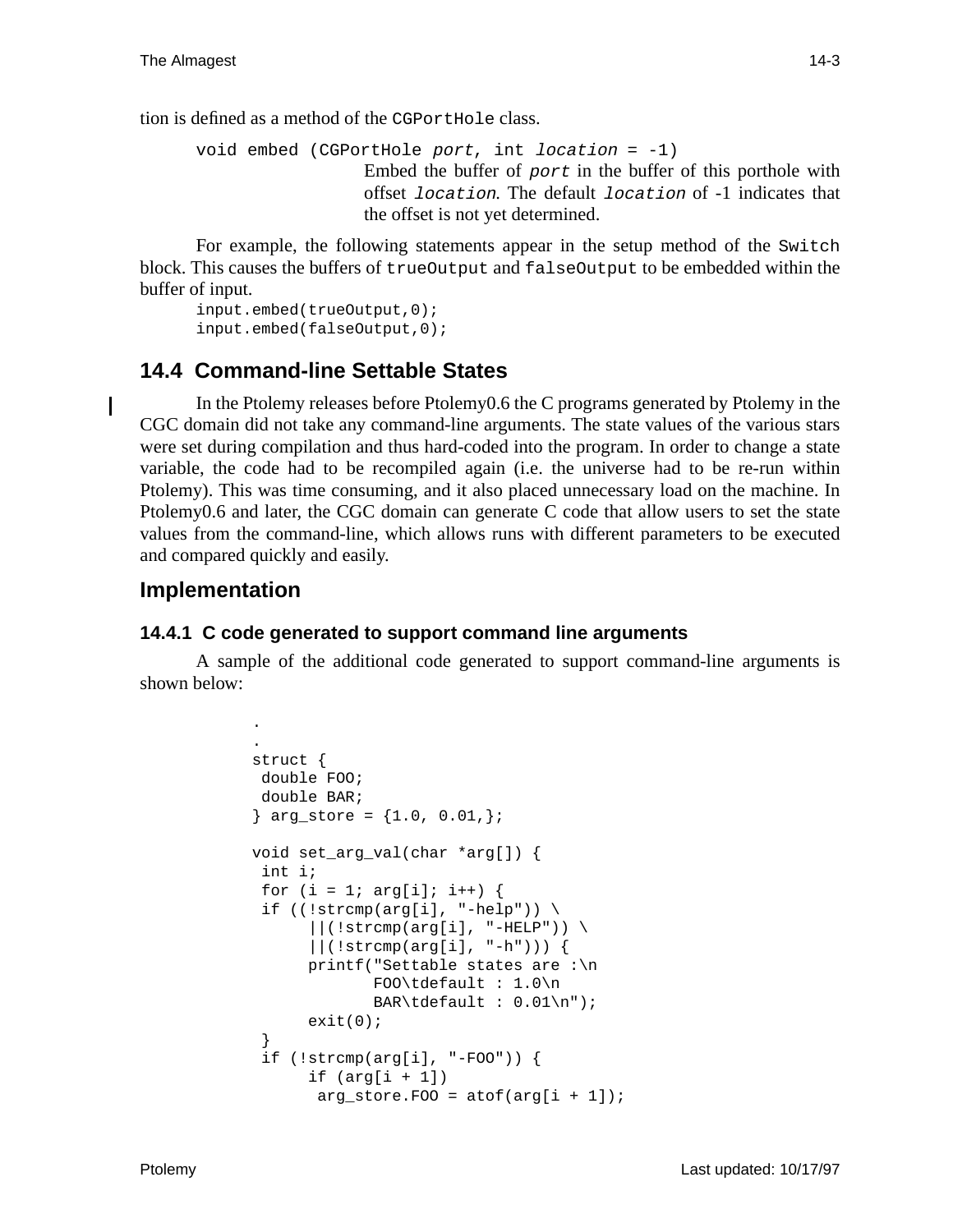tion is defined as a method of the `CGPortHole` class.

```
void embed (CGPortHole port, int location = -1)
```

Embed the buffer of *port* in the buffer of this porthole with offset *location*. The default *location* of -1 indicates that the offset is not yet determined.

For example, the following statements appear in the setup method of the `Switch` block. This causes the buffers of `trueOutput` and `falseOutput` to be embedded within the buffer of input.

```
input.embed(trueOutput,0);
input.embed(falseOutput,0);
```

## 14.4 Command-line Settable States

In the Ptolemy releases before Ptolemy0.6 the C programs generated by Ptolemy in the CGC domain did not take any command-line arguments. The state values of the various stars were set during compilation and thus hard-coded into the program. In order to change a state variable, the code had to be recompiled again (i.e. the universe had to be re-run within Ptolemy). This was time consuming, and it also placed unnecessary load on the machine. In Ptolemy0.6 and later, the CGC domain can generate C code that allow users to set the state values from the command-line, which allows runs with different parameters to be executed and compared quickly and easily.

## Implementation

### 14.4.1 C code generated to support command line arguments

A sample of the additional code generated to support command-line arguments is shown below:

```
.
.
struct {
 double FOO;
 double BAR;
} arg_store = {1.0, 0.01,};

void set_arg_val(char *arg[]) {
 int i;
 for (i = 1; arg[i]; i++) {
 if ((!strcmp(arg[i], "-help")) \
      ||(!strcmp(arg[i], "-HELP")) \
      ||(!strcmp(arg[i], "-h"))) {
      printf("Settable states are :\n
             FOO\tdefault : 1.0\n
             BAR\tdefault : 0.01\n");
      exit(0);
 }
 if (!strcmp(arg[i], "-FOO")) {
      if (arg[i + 1])
       arg_store.FOO = atof(arg[i + 1]);
```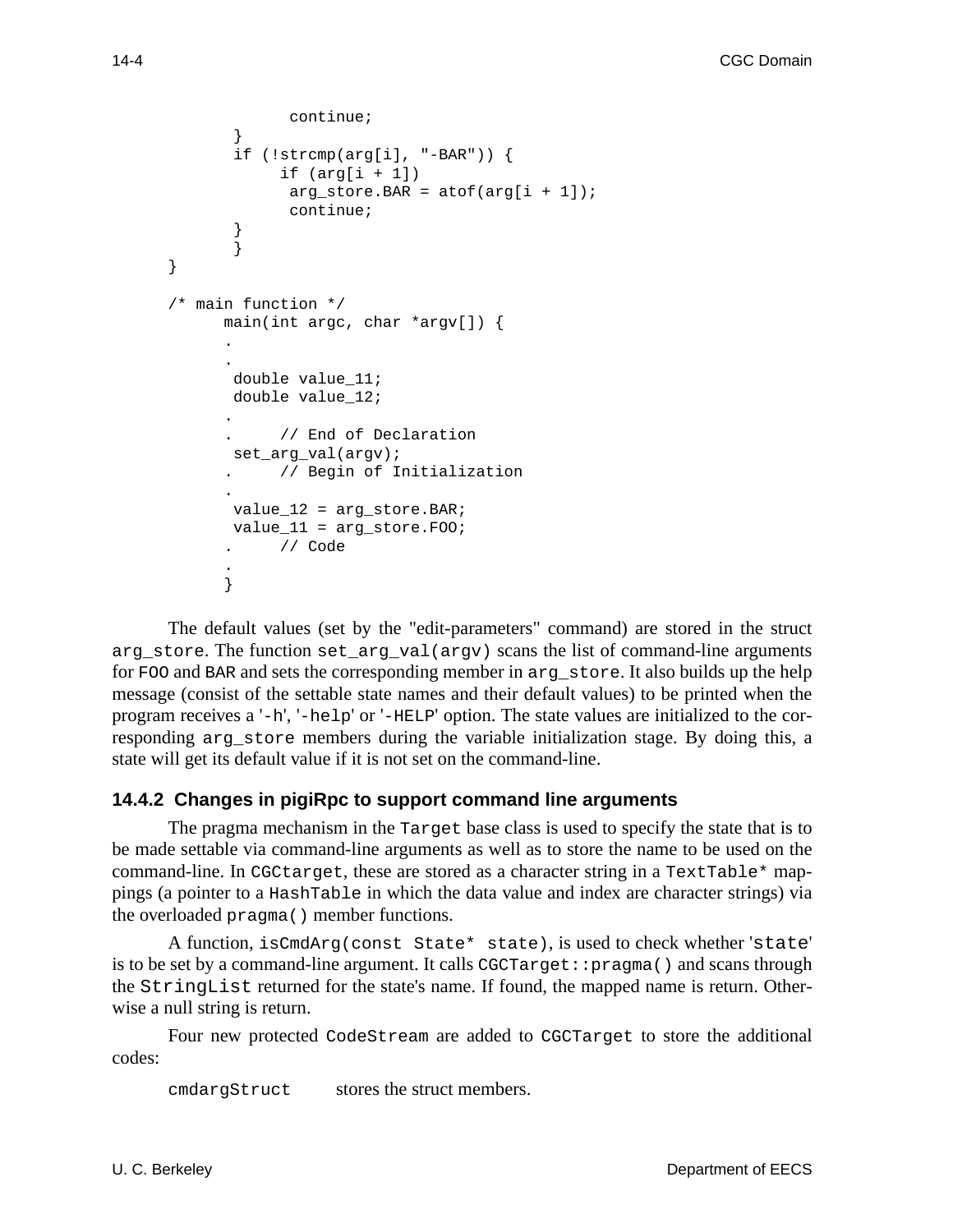```
                continue;
            }
            if (!strcmp(arg[i], "-BAR")) {
                 if (arg[i + 1])
                  arg_store.BAR = atof(arg[i + 1]);
                  continue;
            }
            }
}

/* main function */
      main(int argc, char *argv[]) {
      .
      .
       double value_11;
       double value_12;
      .
      .     // End of Declaration
       set_arg_val(argv);
      .     // Begin of Initialization
      .
       value_12 = arg_store.BAR;
       value_11 = arg_store.FOO;
      .     // Code
      .
      }
```

The default values (set by the "edit-parameters" command) are stored in the struct `arg_store`. The function `set_arg_val(argv)` scans the list of command-line arguments for `FOO` and `BAR` and sets the corresponding member in `arg_store`. It also builds up the help message (consist of the settable state names and their default values) to be printed when the program receives a '`-h`', '`-help`' or '`-HELP`' option. The state values are initialized to the corresponding `arg_store` members during the variable initialization stage. By doing this, a state will get its default value if it is not set on the command-line.

### 14.4.2 Changes in pigiRpc to support command line arguments

The pragma mechanism in the `Target` base class is used to specify the state that is to be made settable via command-line arguments as well as to store the name to be used on the command-line. In `CGCtarget`, these are stored as a character string in a `TextTable*` mappings (a pointer to a `HashTable` in which the data value and index are character strings) via the overloaded `pragma()` member functions.

A function, `isCmdArg(const State* state)`, is used to check whether '`state`' is to be set by a command-line argument. It calls `CGCTarget::pragma()` and scans through the `StringList` returned for the state's name. If found, the mapped name is return. Otherwise a null string is return.

Four new protected `CodeStream` are added to `CGCTarget` to store the additional codes:

`cmdargStruct` stores the struct members.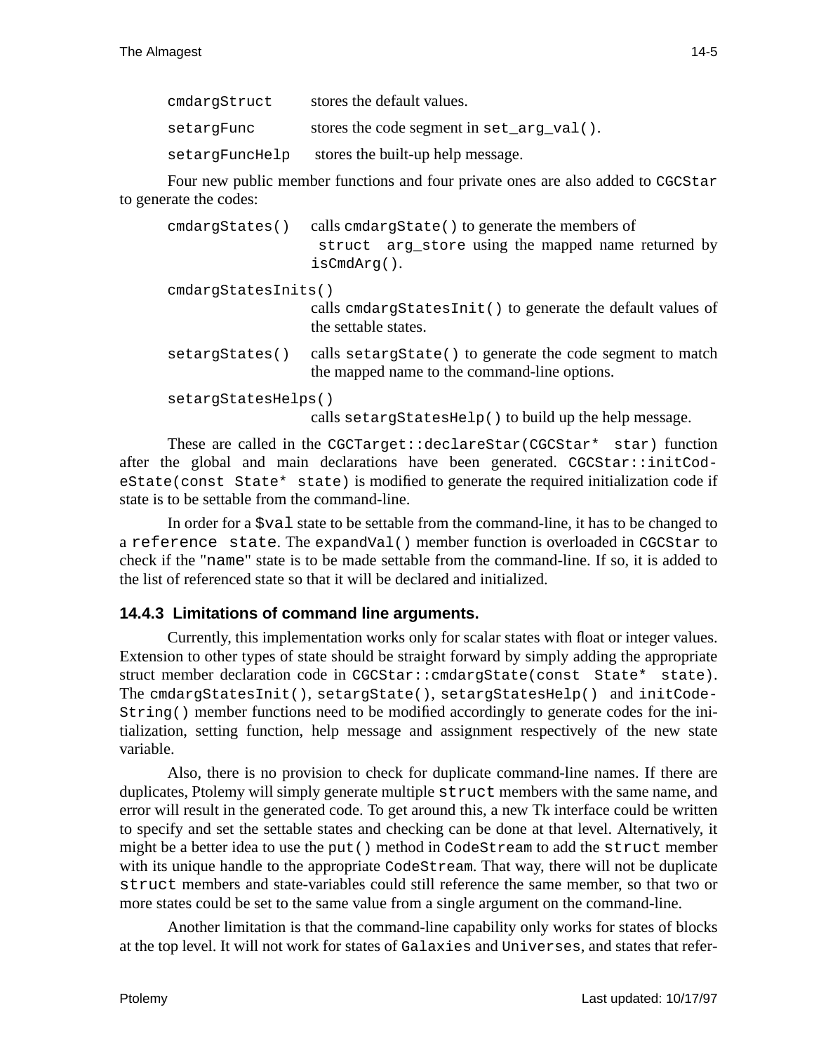`cmdargStruct` stores the default values.

`setargFunc` stores the code segment in `set_arg_val()`.

`setargFuncHelp` stores the built-up help message.

Four new public member functions and four private ones are also added to `CGCStar` to generate the codes:

`cmdargStates()` calls `cmdargState()` to generate the members of `struct arg_store` using the mapped name returned by `isCmdArg()`.

`cmdargStatesInits()`
calls `cmdargStatesInit()` to generate the default values of the settable states.

`setargStates()` calls `setargState()` to generate the code segment to match the mapped name to the command-line options.

`setargStatesHelps()`
calls `setargStatesHelp()` to build up the help message.

These are called in the `CGCTarget::declareStar(CGCStar* star)` function after the global and main declarations have been generated. `CGCStar::initCodeState(const State* state)` is modified to generate the required initialization code if state is to be settable from the command-line.

In order for a `$val` state to be settable from the command-line, it has to be changed to a `reference state`. The `expandVal()` member function is overloaded in `CGCStar` to check if the "`name`" state is to be made settable from the command-line. If so, it is added to the list of referenced state so that it will be declared and initialized.

### 14.4.3 Limitations of command line arguments.

Currently, this implementation works only for scalar states with float or integer values. Extension to other types of state should be straight forward by simply adding the appropriate struct member declaration code in `CGCStar::cmdargState(const State* state)`. The `cmdargStatesInit()`, `setargState()`, `setargStatesHelp()` and `initCodeString()` member functions need to be modified accordingly to generate codes for the initialization, setting function, help message and assignment respectively of the new state variable.

Also, there is no provision to check for duplicate command-line names. If there are duplicates, Ptolemy will simply generate multiple `struct` members with the same name, and error will result in the generated code. To get around this, a new Tk interface could be written to specify and set the settable states and checking can be done at that level. Alternatively, it might be a better idea to use the `put()` method in `CodeStream` to add the `struct` member with its unique handle to the appropriate `CodeStream`. That way, there will not be duplicate `struct` members and state-variables could still reference the same member, so that two or more states could be set to the same value from a single argument on the command-line.

Another limitation is that the command-line capability only works for states of blocks at the top level. It will not work for states of `Galaxies` and `Universes`, and states that refer-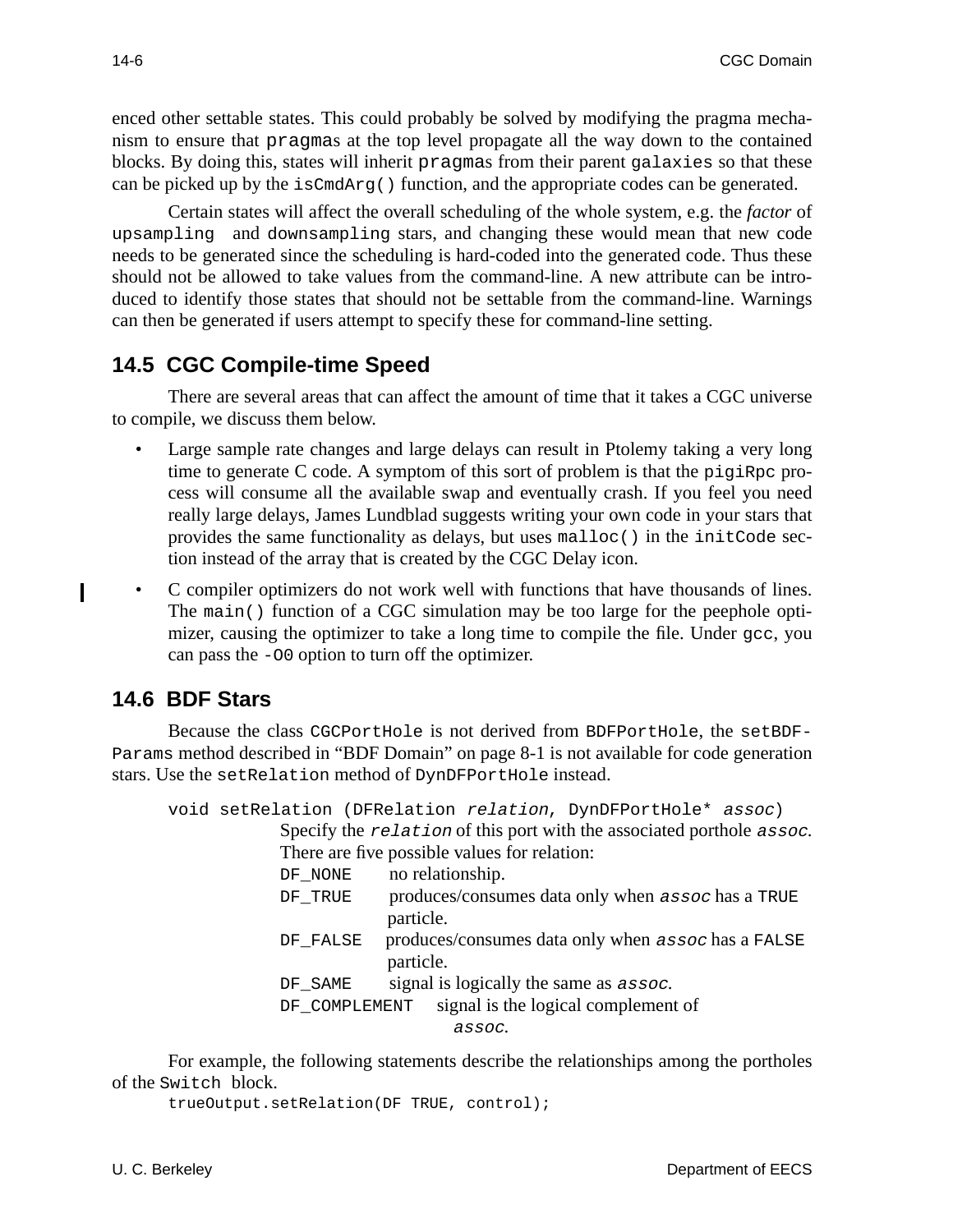enced other settable states. This could probably be solved by modifying the pragma mechanism to ensure that `pragma`s at the top level propagate all the way down to the contained blocks. By doing this, states will inherit `pragma`s from their parent `galaxies` so that these can be picked up by the `isCmdArg()` function, and the appropriate codes can be generated.

Certain states will affect the overall scheduling of the whole system, e.g. the *factor* of `upsampling` and `downsampling` stars, and changing these would mean that new code needs to be generated since the scheduling is hard-coded into the generated code. Thus these should not be allowed to take values from the command-line. A new attribute can be introduced to identify those states that should not be settable from the command-line. Warnings can then be generated if users attempt to specify these for command-line setting.

## 14.5 CGC Compile-time Speed

There are several areas that can affect the amount of time that it takes a CGC universe to compile, we discuss them below.

- Large sample rate changes and large delays can result in Ptolemy taking a very long time to generate C code. A symptom of this sort of problem is that the `pigiRpc` process will consume all the available swap and eventually crash. If you feel you need really large delays, James Lundblad suggests writing your own code in your stars that provides the same functionality as delays, but uses `malloc()` in the `initCode` section instead of the array that is created by the CGC Delay icon.
- C compiler optimizers do not work well with functions that have thousands of lines. The `main()` function of a CGC simulation may be too large for the peephole optimizer, causing the optimizer to take a long time to compile the file. Under `gcc`, you can pass the `-O0` option to turn off the optimizer.

## 14.6 BDF Stars

Because the class `CGCPortHole` is not derived from `BDFPortHole`, the `setBDFParams` method described in "BDF Domain" on page 8-1 is not available for code generation stars. Use the `setRelation` method of `DynDFPortHole` instead.

`void setRelation (DFRelation relation, DynDFPortHole* assoc)`

Specify the *`relation`* of this port with the associated porthole *`assoc`*. There are five possible values for relation:

- `DF_NONE` no relationship.
- `DF_TRUE` produces/consumes data only when *`assoc`* has a `TRUE` particle.
- `DF_FALSE` produces/consumes data only when *`assoc`* has a `FALSE` particle.
- `DF_SAME` signal is logically the same as *`assoc`*.
- `DF_COMPLEMENT` signal is the logical complement of *`assoc`*.

For example, the following statements describe the relationships among the portholes of the `Switch` block.

```
trueOutput.setRelation(DF TRUE, control);
```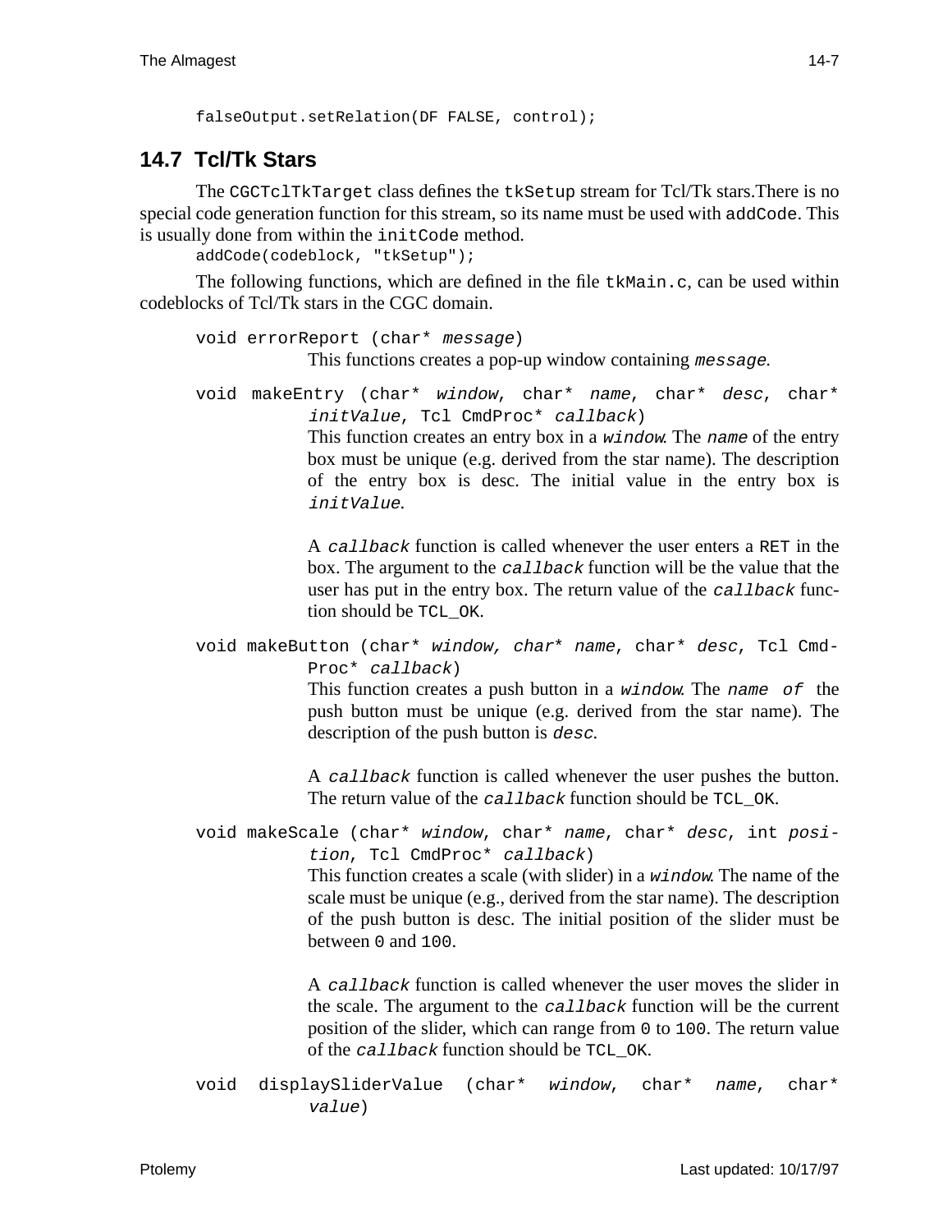```
falseOutput.setRelation(DF FALSE, control);
```

## 14.7 Tcl/Tk Stars

The `CGCTclTkTarget` class defines the `tkSetup` stream for Tcl/Tk stars.There is no special code generation function for this stream, so its name must be used with `addCode`. This is usually done from within the `initCode` method.

```
addCode(codeblock, "tkSetup");
```

The following functions, which are defined in the file `tkMain.c`, can be used within codeblocks of Tcl/Tk stars in the CGC domain.

`void errorReport (char* message)`

This functions creates a pop-up window containing *`message`*.

`void makeEntry (char* window, char* name, char* desc, char* initValue, Tcl CmdProc* callback)`

This function creates an entry box in a *`window`*. The *`name`* of the entry box must be unique (e.g. derived from the star name). The description of the entry box is desc. The initial value in the entry box is *`initValue`*.

A *`callback`* function is called whenever the user enters a `RET` in the box. The argument to the *`callback`* function will be the value that the user has put in the entry box. The return value of the *`callback`* function should be `TCL_OK`.

`void makeButton (char* window, char* name, char* desc, Tcl CmdProc* callback)`

This function creates a push button in a *`window`*. The *`name of`* the push button must be unique (e.g. derived from the star name). The description of the push button is *`desc`*.

A *`callback`* function is called whenever the user pushes the button. The return value of the *`callback`* function should be `TCL_OK`.

`void makeScale (char* window, char* name, char* desc, int position, Tcl CmdProc* callback)`

This function creates a scale (with slider) in a *`window`*. The name of the scale must be unique (e.g., derived from the star name). The description of the push button is desc. The initial position of the slider must be between `0` and `100`.

A *`callback`* function is called whenever the user moves the slider in the scale. The argument to the *`callback`* function will be the current position of the slider, which can range from `0` to `100`. The return value of the *`callback`* function should be `TCL_OK`.

`void displaySliderValue (char* window, char* name, char* value)`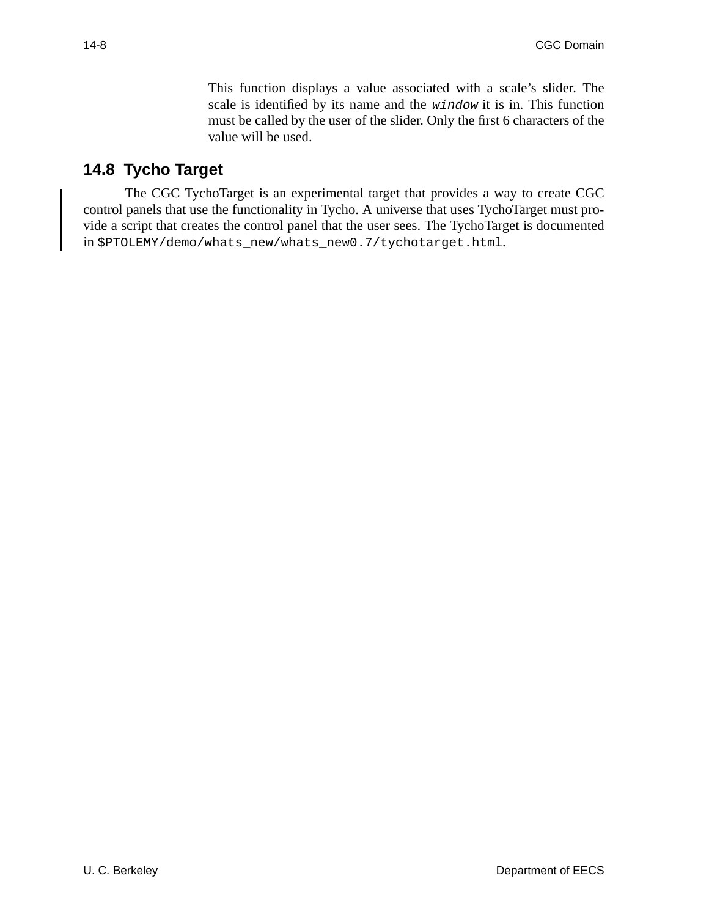This function displays a value associated with a scale's slider. The scale is identified by its name and the *window* it is in. This function must be called by the user of the slider. Only the first 6 characters of the value will be used.

## 14.8 Tycho Target

The CGC TychoTarget is an experimental target that provides a way to create CGC control panels that use the functionality in Tycho. A universe that uses TychoTarget must provide a script that creates the control panel that the user sees. The TychoTarget is documented in `$PTOLEMY/demo/whats_new/whats_new0.7/tychotarget.html`.